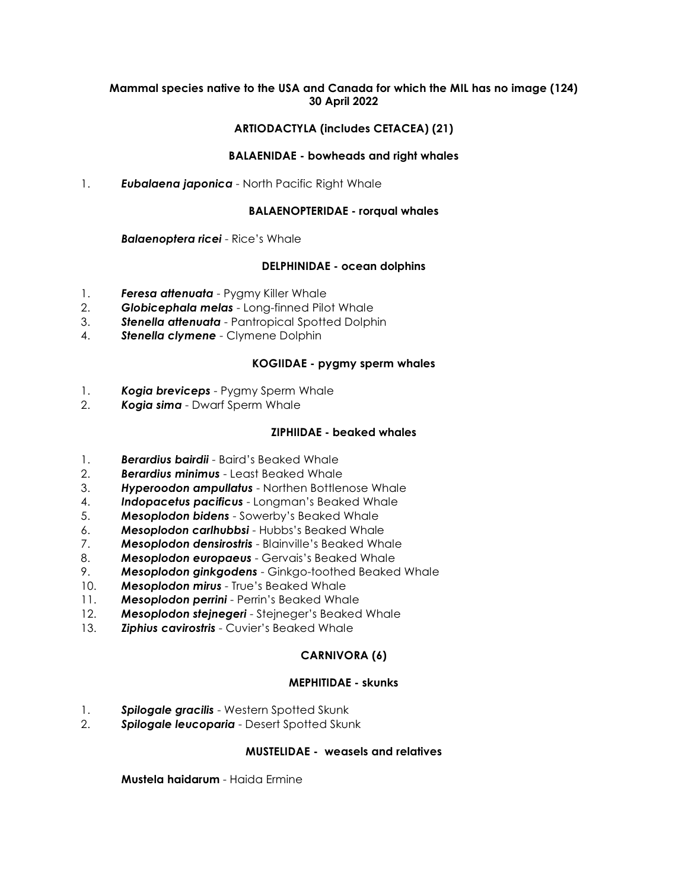**Mammal species native to the USA and Canada for which the MIL has no image (124)**
**30 April 2022**

## ARTIODACTYLA (includes CETACEA) (21)

### BALAENIDAE - bowheads and right whales

1. ***Eubalaena japonica*** - North Pacific Right Whale

### BALAENOPTERIDAE - rorqual whales

***Balaenoptera ricei*** - Rice's Whale

### DELPHINIDAE - ocean dolphins

1. ***Feresa attenuata*** - Pygmy Killer Whale
2. ***Globicephala melas*** - Long-finned Pilot Whale
3. ***Stenella attenuata*** - Pantropical Spotted Dolphin
4. ***Stenella clymene*** - Clymene Dolphin

### KOGIIDAE - pygmy sperm whales

1. ***Kogia breviceps*** - Pygmy Sperm Whale
2. ***Kogia sima*** - Dwarf Sperm Whale

### ZIPHIIDAE - beaked whales

1. ***Berardius bairdii*** - Baird's Beaked Whale
2. ***Berardius minimus*** - Least Beaked Whale
3. ***Hyperoodon ampullatus*** - Northen Bottlenose Whale
4. ***Indopacetus pacificus*** - Longman's Beaked Whale
5. ***Mesoplodon bidens*** - Sowerby's Beaked Whale
6. ***Mesoplodon carlhubbsi*** - Hubbs's Beaked Whale
7. ***Mesoplodon densirostris*** - Blainville's Beaked Whale
8. ***Mesoplodon europaeus*** - Gervais's Beaked Whale
9. ***Mesoplodon ginkgodens*** - Ginkgo-toothed Beaked Whale
10. ***Mesoplodon mirus*** - True's Beaked Whale
11. ***Mesoplodon perrini*** - Perrin's Beaked Whale
12. ***Mesoplodon stejnegeri*** - Stejneger's Beaked Whale
13. ***Ziphius cavirostris*** - Cuvier's Beaked Whale

## CARNIVORA (6)

### MEPHITIDAE - skunks

1. ***Spilogale gracilis*** - Western Spotted Skunk
2. ***Spilogale leucoparia*** - Desert Spotted Skunk

### MUSTELIDAE - weasels and relatives

**Mustela haidarum** - Haida Ermine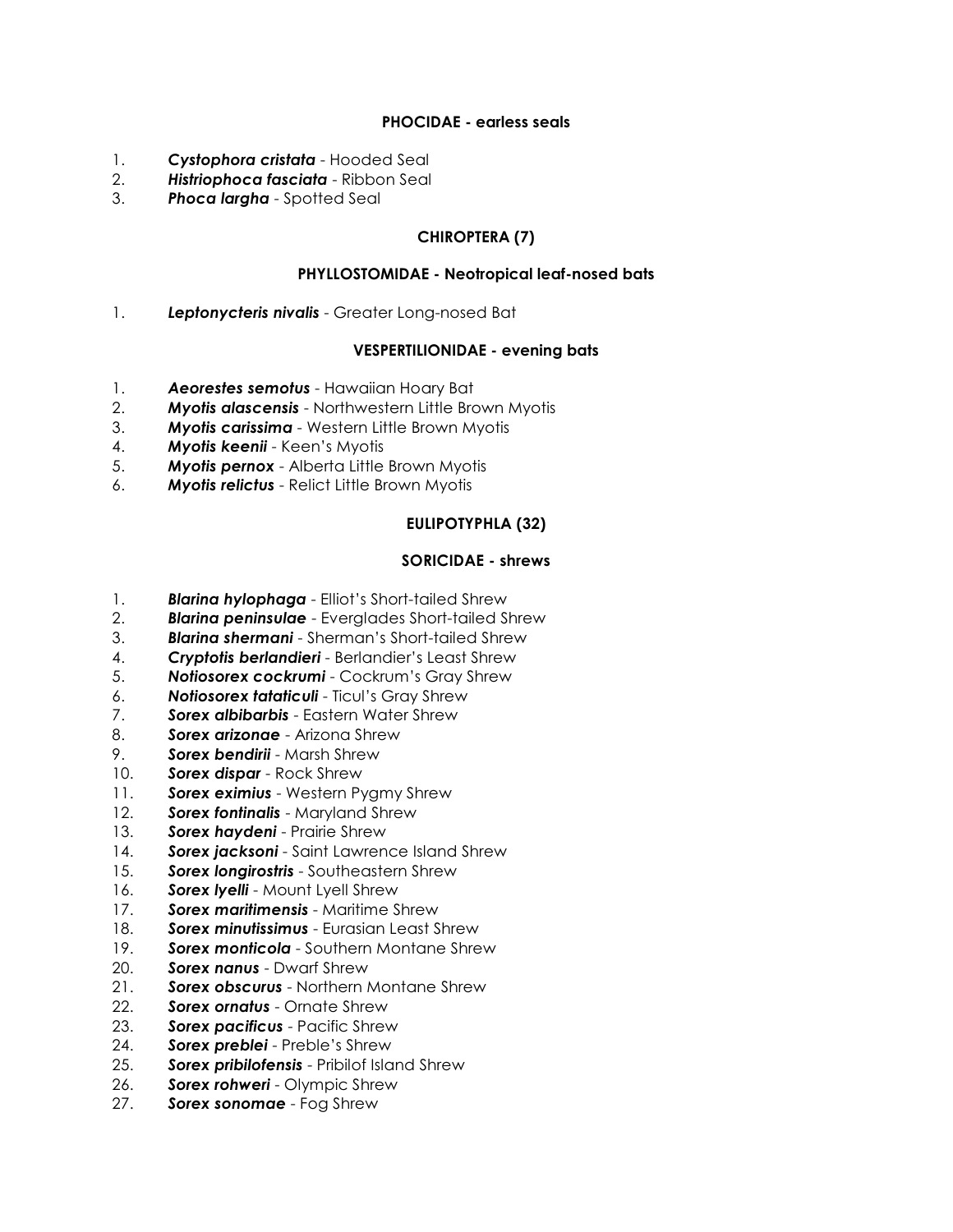**PHOCIDAE - earless seals**

1. ***Cystophora cristata*** - Hooded Seal
2. ***Histriophoca fasciata*** - Ribbon Seal
3. ***Phoca largha*** - Spotted Seal

**CHIROPTERA (7)**

**PHYLLOSTOMIDAE - Neotropical leaf-nosed bats**

1. ***Leptonycteris nivalis*** - Greater Long-nosed Bat

**VESPERTILIONIDAE - evening bats**

1. ***Aeorestes semotus*** - Hawaiian Hoary Bat
2. ***Myotis alascensis*** - Northwestern Little Brown Myotis
3. ***Myotis carissima*** - Western Little Brown Myotis
4. ***Myotis keenii*** - Keen's Myotis
5. ***Myotis pernox*** - Alberta Little Brown Myotis
6. ***Myotis relictus*** - Relict Little Brown Myotis

**EULIPOTYPHLA (32)**

**SORICIDAE - shrews**

1. ***Blarina hylophaga*** - Elliot's Short-tailed Shrew
2. ***Blarina peninsulae*** - Everglades Short-tailed Shrew
3. ***Blarina shermani*** - Sherman's Short-tailed Shrew
4. ***Cryptotis berlandieri*** - Berlandier's Least Shrew
5. ***Notiosorex cockrumi*** - Cockrum's Gray Shrew
6. ***Notiosorex tataticuli*** - Ticul's Gray Shrew
7. ***Sorex albibarbis*** - Eastern Water Shrew
8. ***Sorex arizonae*** - Arizona Shrew
9. ***Sorex bendirii*** - Marsh Shrew
10. ***Sorex dispar*** - Rock Shrew
11. ***Sorex eximius*** - Western Pygmy Shrew
12. ***Sorex fontinalis*** - Maryland Shrew
13. ***Sorex haydeni*** - Prairie Shrew
14. ***Sorex jacksoni*** - Saint Lawrence Island Shrew
15. ***Sorex longirostris*** - Southeastern Shrew
16. ***Sorex lyelli*** - Mount Lyell Shrew
17. ***Sorex maritimensis*** - Maritime Shrew
18. ***Sorex minutissimus*** - Eurasian Least Shrew
19. ***Sorex monticola*** - Southern Montane Shrew
20. ***Sorex nanus*** - Dwarf Shrew
21. ***Sorex obscurus*** - Northern Montane Shrew
22. ***Sorex ornatus*** - Ornate Shrew
23. ***Sorex pacificus*** - Pacific Shrew
24. ***Sorex preblei*** - Preble's Shrew
25. ***Sorex pribilofensis*** - Pribilof Island Shrew
26. ***Sorex rohweri*** - Olympic Shrew
27. ***Sorex sonomae*** - Fog Shrew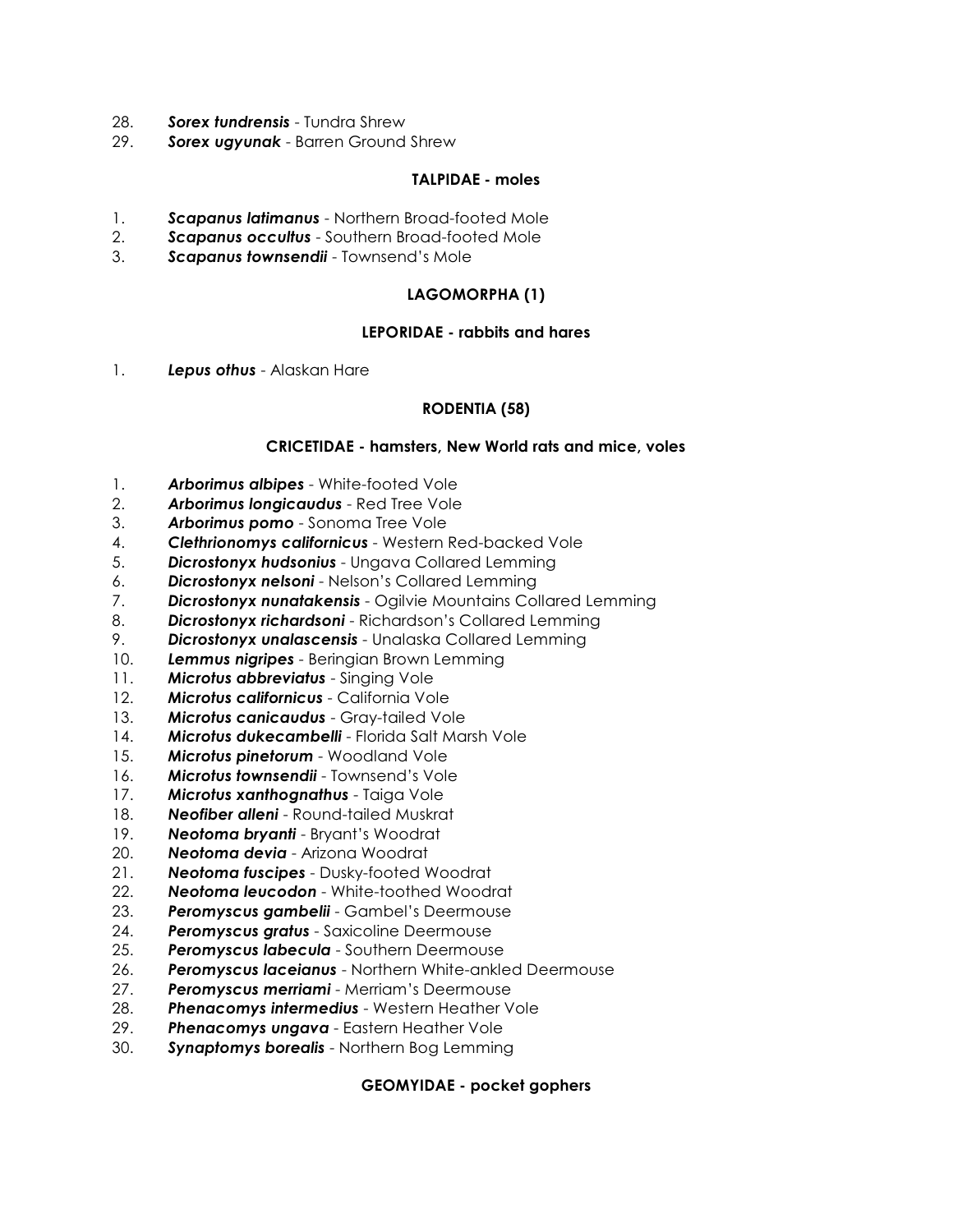28. ***Sorex tundrensis*** - Tundra Shrew
29. ***Sorex ugyunak*** - Barren Ground Shrew

**TALPIDAE - moles**

1. ***Scapanus latimanus*** - Northern Broad-footed Mole
2. ***Scapanus occultus*** - Southern Broad-footed Mole
3. ***Scapanus townsendii*** - Townsend's Mole

**LAGOMORPHA (1)**

**LEPORIDAE - rabbits and hares**

1. ***Lepus othus*** - Alaskan Hare

**RODENTIA (58)**

**CRICETIDAE - hamsters, New World rats and mice, voles**

1. ***Arborimus albipes*** - White-footed Vole
2. ***Arborimus longicaudus*** - Red Tree Vole
3. ***Arborimus pomo*** - Sonoma Tree Vole
4. ***Clethrionomys californicus*** - Western Red-backed Vole
5. ***Dicrostonyx hudsonius*** - Ungava Collared Lemming
6. ***Dicrostonyx nelsoni*** - Nelson's Collared Lemming
7. ***Dicrostonyx nunatakensis*** - Ogilvie Mountains Collared Lemming
8. ***Dicrostonyx richardsoni*** - Richardson's Collared Lemming
9. ***Dicrostonyx unalascensis*** - Unalaska Collared Lemming
10. ***Lemmus nigripes*** - Beringian Brown Lemming
11. ***Microtus abbreviatus*** - Singing Vole
12. ***Microtus californicus*** - California Vole
13. ***Microtus canicaudus*** - Gray-tailed Vole
14. ***Microtus dukecambelli*** - Florida Salt Marsh Vole
15. ***Microtus pinetorum*** - Woodland Vole
16. ***Microtus townsendii*** - Townsend's Vole
17. ***Microtus xanthognathus*** - Taiga Vole
18. ***Neofiber alleni*** - Round-tailed Muskrat
19. ***Neotoma bryanti*** - Bryant's Woodrat
20. ***Neotoma devia*** - Arizona Woodrat
21. ***Neotoma fuscipes*** - Dusky-footed Woodrat
22. ***Neotoma leucodon*** - White-toothed Woodrat
23. ***Peromyscus gambelii*** - Gambel's Deermouse
24. ***Peromyscus gratus*** - Saxicoline Deermouse
25. ***Peromyscus labecula*** - Southern Deermouse
26. ***Peromyscus laceianus*** - Northern White-ankled Deermouse
27. ***Peromyscus merriami*** - Merriam's Deermouse
28. ***Phenacomys intermedius*** - Western Heather Vole
29. ***Phenacomys ungava*** - Eastern Heather Vole
30. ***Synaptomys borealis*** - Northern Bog Lemming

**GEOMYIDAE - pocket gophers**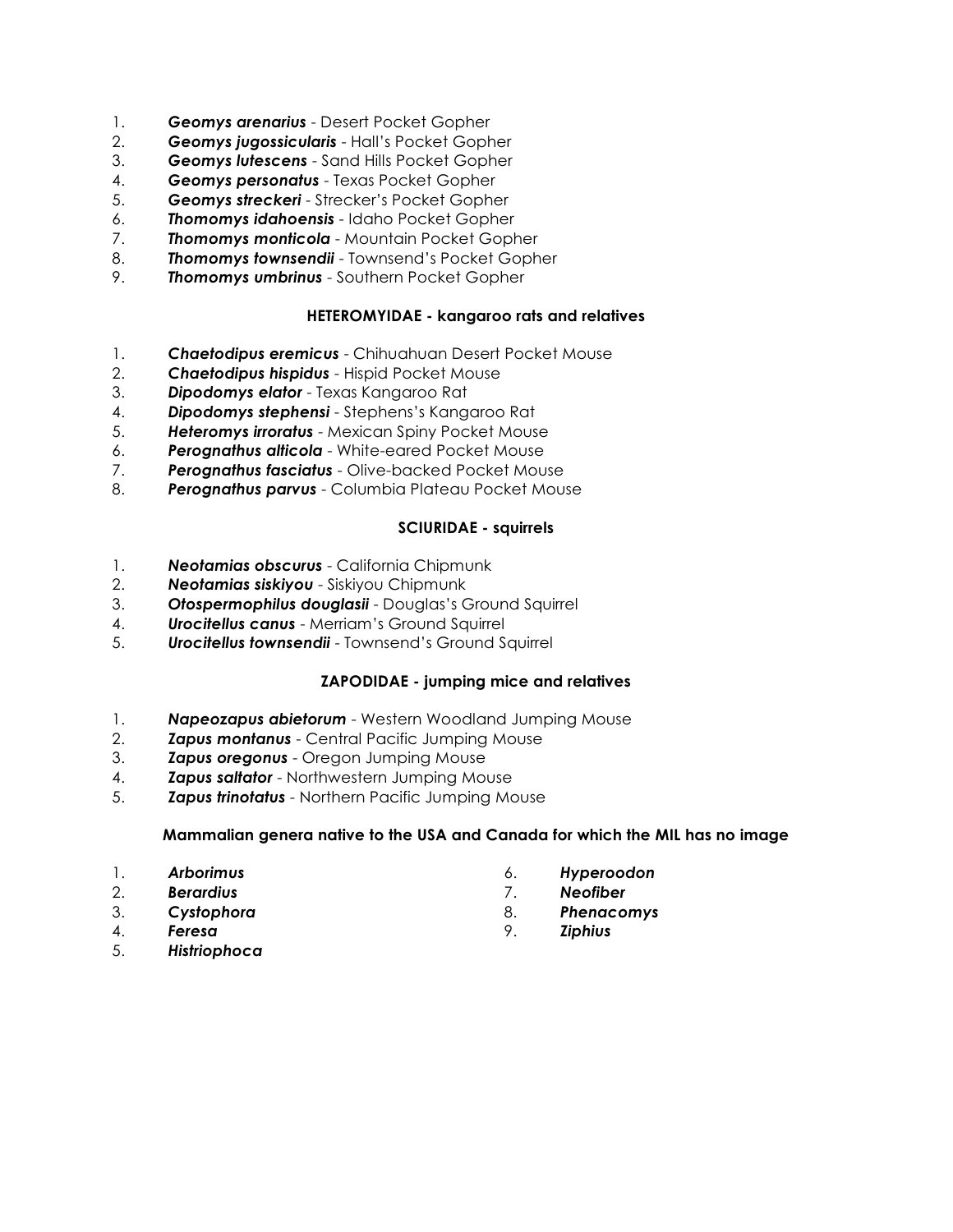1. ***Geomys arenarius*** - Desert Pocket Gopher
2. ***Geomys jugossicularis*** - Hall's Pocket Gopher
3. ***Geomys lutescens*** - Sand Hills Pocket Gopher
4. ***Geomys personatus*** - Texas Pocket Gopher
5. ***Geomys streckeri*** - Strecker's Pocket Gopher
6. ***Thomomys idahoensis*** - Idaho Pocket Gopher
7. ***Thomomys monticola*** - Mountain Pocket Gopher
8. ***Thomomys townsendii*** - Townsend's Pocket Gopher
9. ***Thomomys umbrinus*** - Southern Pocket Gopher

### HETEROMYIDAE - kangaroo rats and relatives

1. ***Chaetodipus eremicus*** - Chihuahuan Desert Pocket Mouse
2. ***Chaetodipus hispidus*** - Hispid Pocket Mouse
3. ***Dipodomys elator*** - Texas Kangaroo Rat
4. ***Dipodomys stephensi*** - Stephens's Kangaroo Rat
5. ***Heteromys irroratus*** - Mexican Spiny Pocket Mouse
6. ***Perognathus alticola*** - White-eared Pocket Mouse
7. ***Perognathus fasciatus*** - Olive-backed Pocket Mouse
8. ***Perognathus parvus*** - Columbia Plateau Pocket Mouse

### SCIURIDAE - squirrels

1. ***Neotamias obscurus*** - California Chipmunk
2. ***Neotamias siskiyou*** - Siskiyou Chipmunk
3. ***Otospermophilus douglasii*** - Douglas's Ground Squirrel
4. ***Urocitellus canus*** - Merriam's Ground Squirrel
5. ***Urocitellus townsendii*** - Townsend's Ground Squirrel

### ZAPODIDAE - jumping mice and relatives

1. ***Napeozapus abietorum*** - Western Woodland Jumping Mouse
2. ***Zapus montanus*** - Central Pacific Jumping Mouse
3. ***Zapus oregonus*** - Oregon Jumping Mouse
4. ***Zapus saltator*** - Northwestern Jumping Mouse
5. ***Zapus trinotatus*** - Northern Pacific Jumping Mouse

### Mammalian genera native to the USA and Canada for which the MIL has no image

1. ***Arborimus***
2. ***Berardius***
3. ***Cystophora***
4. ***Feresa***
5. ***Histriophoca***
6. ***Hyperoodon***
7. ***Neofiber***
8. ***Phenacomys***
9. ***Ziphius***